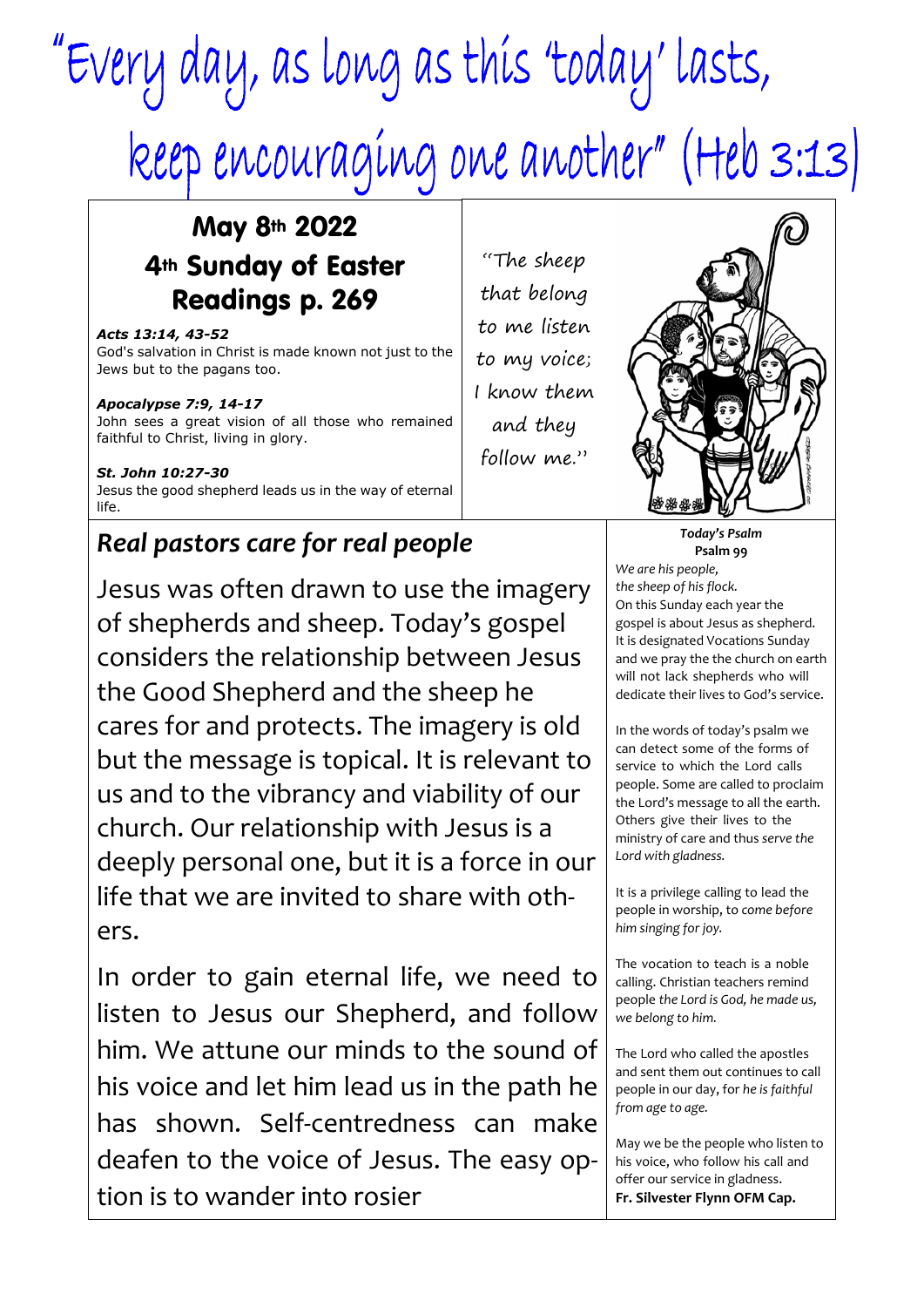# "Every day, as long as this 'today' lasts, keep encouraging one another" (Heb 3:13)

## May 8th 2022
## 4th Sunday of Easter
## Readings p. 269

***Acts 13:14, 43-52***
God's salvation in Christ is made known not just to the Jews but to the pagans too.

***Apocalypse 7:9, 14-17***
John sees a great vision of all those who remained faithful to Christ, living in glory.

***St. John 10:27-30***
Jesus the good shepherd leads us in the way of eternal life.

"The sheep that belong to me listen to my voice; I know them and they follow me."

## *Real pastors care for real people*

Jesus was often drawn to use the imagery of shepherds and sheep. Today's gospel considers the relationship between Jesus the Good Shepherd and the sheep he cares for and protects. The imagery is old but the message is topical. It is relevant to us and to the vibrancy and viability of our church. Our relationship with Jesus is a deeply personal one, but it is a force in our life that we are invited to share with others.

In order to gain eternal life, we need to listen to Jesus our Shepherd, and follow him. We attune our minds to the sound of his voice and let him lead us in the path he has shown. Self-centredness can make deafen to the voice of Jesus. The easy option is to wander into rosier

***Today's Psalm***
**Psalm 99**

*We are his people,*
*the sheep of his flock.*

On this Sunday each year the gospel is about Jesus as shepherd. It is designated Vocations Sunday and we pray the the church on earth will not lack shepherds who will dedicate their lives to God's service.

In the words of today's psalm we can detect some of the forms of service to which the Lord calls people. Some are called to proclaim the Lord's message to all the earth. Others give their lives to the ministry of care and thus *serve the Lord with gladness.*

It is a privilege calling to lead the people in worship, to *come before him singing for joy.*

The vocation to teach is a noble calling. Christian teachers remind people *the Lord is God, he made us, we belong to him.*

The Lord who called the apostles and sent them out continues to call people in our day, for *he is faithful from age to age.*

May we be the people who listen to his voice, who follow his call and offer our service in gladness.
**Fr. Silvester Flynn OFM Cap.**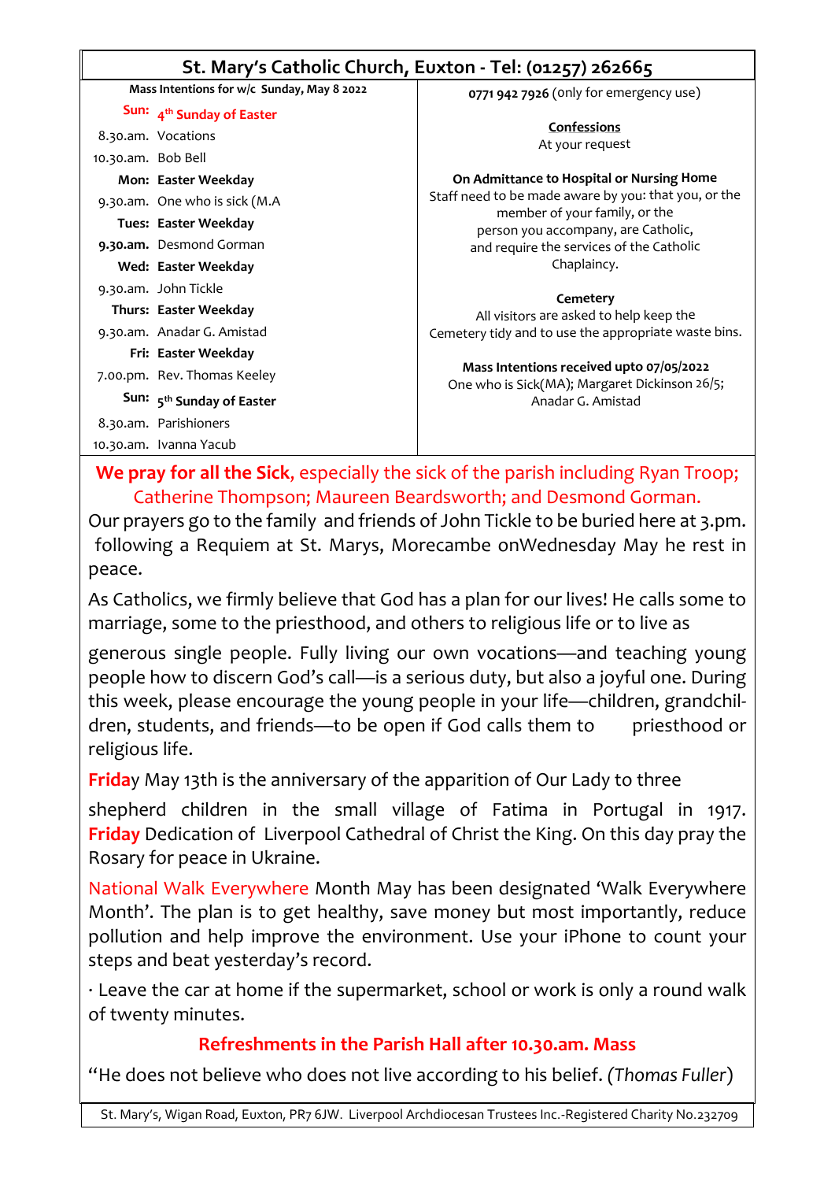# St. Mary's Catholic Church, Euxton - Tel: (01257) 262665

**Mass Intentions for w/c Sunday, May 8 2022**

| | |
|---|---|
| **Sun:** | **4th Sunday of Easter** |
| 8.30.am. | Vocations |
| 10.30.am. | Bob Bell |
| **Mon:** | **Easter Weekday** |
| 9.30.am. | One who is sick (M.A |
| **Tues:** | **Easter Weekday** |
| **9.30.am.** | Desmond Gorman |
| **Wed:** | **Easter Weekday** |
| 9.30.am. | John Tickle |
| **Thurs:** | **Easter Weekday** |
| 9.30.am. | Anadar G. Amistad |
| **Fri:** | **Easter Weekday** |
| 7.00.pm. | Rev. Thomas Keeley |
| **Sun:** | **5th Sunday of Easter** |
| 8.30.am. | Parishioners |
| 10.30.am. | Ivanna Yacub |

**0771 942 7926** (only for emergency use)

**Confessions**
At your request

**On Admittance to Hospital or Nursing Home**
Staff need to be made aware by you: that you, or the member of your family, or the person you accompany, are Catholic, and require the services of the Catholic Chaplaincy.

**Cemetery**
All visitors are asked to help keep the Cemetery tidy and to use the appropriate waste bins.

**Mass Intentions received upto 07/05/2022**
One who is Sick(MA); Margaret Dickinson 26/5; Anadar G. Amistad

**We pray for all the Sick**, especially the sick of the parish including Ryan Troop; Catherine Thompson; Maureen Beardsworth; and Desmond Gorman.

Our prayers go to the family and friends of John Tickle to be buried here at 3.pm. following a Requiem at St. Marys, Morecambe onWednesday May he rest in peace.

As Catholics, we firmly believe that God has a plan for our lives! He calls some to marriage, some to the priesthood, and others to religious life or to live as generous single people. Fully living our own vocations—and teaching young people how to discern God's call—is a serious duty, but also a joyful one. During this week, please encourage the young people in your life—children, grandchildren, students, and friends—to be open if God calls them to priesthood or religious life.

**Frida**y May 13th is the anniversary of the apparition of Our Lady to three shepherd children in the small village of Fatima in Portugal in 1917. **Friday** Dedication of Liverpool Cathedral of Christ the King. On this day pray the Rosary for peace in Ukraine.

National Walk Everywhere Month May has been designated 'Walk Everywhere Month'. The plan is to get healthy, save money but most importantly, reduce pollution and help improve the environment. Use your iPhone to count your steps and beat yesterday's record.

· Leave the car at home if the supermarket, school or work is only a round walk of twenty minutes.

**Refreshments in the Parish Hall after 10.30.am. Mass**

"He does not believe who does not live according to his belief. *(Thomas Fuller*)

St. Mary's, Wigan Road, Euxton, PR7 6JW. Liverpool Archdiocesan Trustees Inc.-Registered Charity No.232709